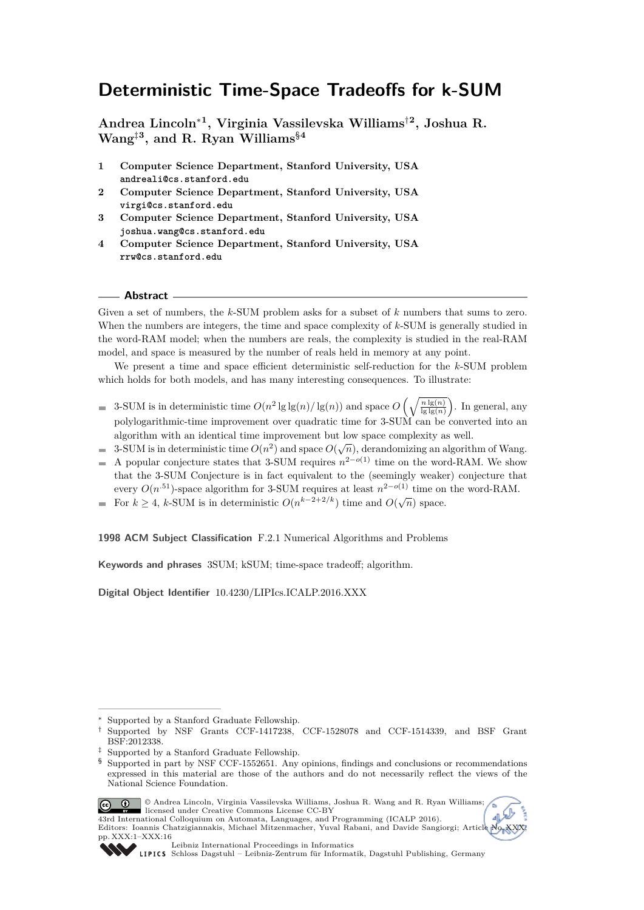# Deterministic Time-Space Tradeoffs for k-SUM

**Andrea Lincoln**[*1], **Virginia Vassilevska Williams**[†2], **Joshua R. Wang**[‡3], **and R. Ryan Williams**[§4]

1. **Computer Science Department, Stanford University, USA**
   andreali@cs.stanford.edu
2. **Computer Science Department, Stanford University, USA**
   virgi@cs.stanford.edu
3. **Computer Science Department, Stanford University, USA**
   joshua.wang@cs.stanford.edu
4. **Computer Science Department, Stanford University, USA**
   rrw@cs.stanford.edu

## Abstract

Given a set of numbers, the $k$-SUM problem asks for a subset of $k$ numbers that sums to zero. When the numbers are integers, the time and space complexity of $k$-SUM is generally studied in the word-RAM model; when the numbers are reals, the complexity is studied in the real-RAM model, and space is measured by the number of reals held in memory at any point.

We present a time and space efficient deterministic self-reduction for the $k$-SUM problem which holds for both models, and has many interesting consequences. To illustrate:

- 3-SUM is in deterministic time $O(n^2 \lg\lg(n)/\lg(n))$ and space $O\left(\sqrt{\frac{n\lg(n)}{\lg\lg(n)}}\right)$. In general, any polylogarithmic-time improvement over quadratic time for 3-SUM can be converted into an algorithm with an identical time improvement but low space complexity as well.
- 3-SUM is in deterministic time $O(n^2)$ and space $O(\sqrt{n})$, derandomizing an algorithm of Wang.
- A popular conjecture states that 3-SUM requires $n^{2-o(1)}$ time on the word-RAM. We show that the 3-SUM Conjecture is in fact equivalent to the (seemingly weaker) conjecture that every $O(n^{.51})$-space algorithm for 3-SUM requires at least $n^{2-o(1)}$ time on the word-RAM.
- For $k \geq 4$, $k$-SUM is in deterministic $O(n^{k-2+2/k})$ time and $O(\sqrt{n})$ space.

**1998 ACM Subject Classification** F.2.1 Numerical Algorithms and Problems

**Keywords and phrases** 3SUM; kSUM; time-space tradeoff; algorithm.

**Digital Object Identifier** 10.4230/LIPIcs.ICALP.2016.XXX

---

[*] Supported by a Stanford Graduate Fellowship.

[†] Supported by NSF Grants CCF-1417238, CCF-1528078 and CCF-1514339, and BSF Grant BSF:2012338.

[‡] Supported by a Stanford Graduate Fellowship.

[§] Supported in part by NSF CCF-1552651. Any opinions, findings and conclusions or recommendations expressed in this material are those of the authors and do not necessarily reflect the views of the National Science Foundation.

© Andrea Lincoln, Virginia Vassilevska Williams, Joshua R. Wang and R. Ryan Williams; licensed under Creative Commons License CC-BY
43rd International Colloquium on Automata, Languages, and Programming (ICALP 2016).
Editors: Ioannis Chatzigiannakis, Michael Mitzenmacher, Yuval Rabani, and Davide Sangiorgi; Article No. XXX; pp. XXX:1–XXX:16
Leibniz International Proceedings in Informatics
LIPICS Schloss Dagstuhl – Leibniz-Zentrum für Informatik, Dagstuhl Publishing, Germany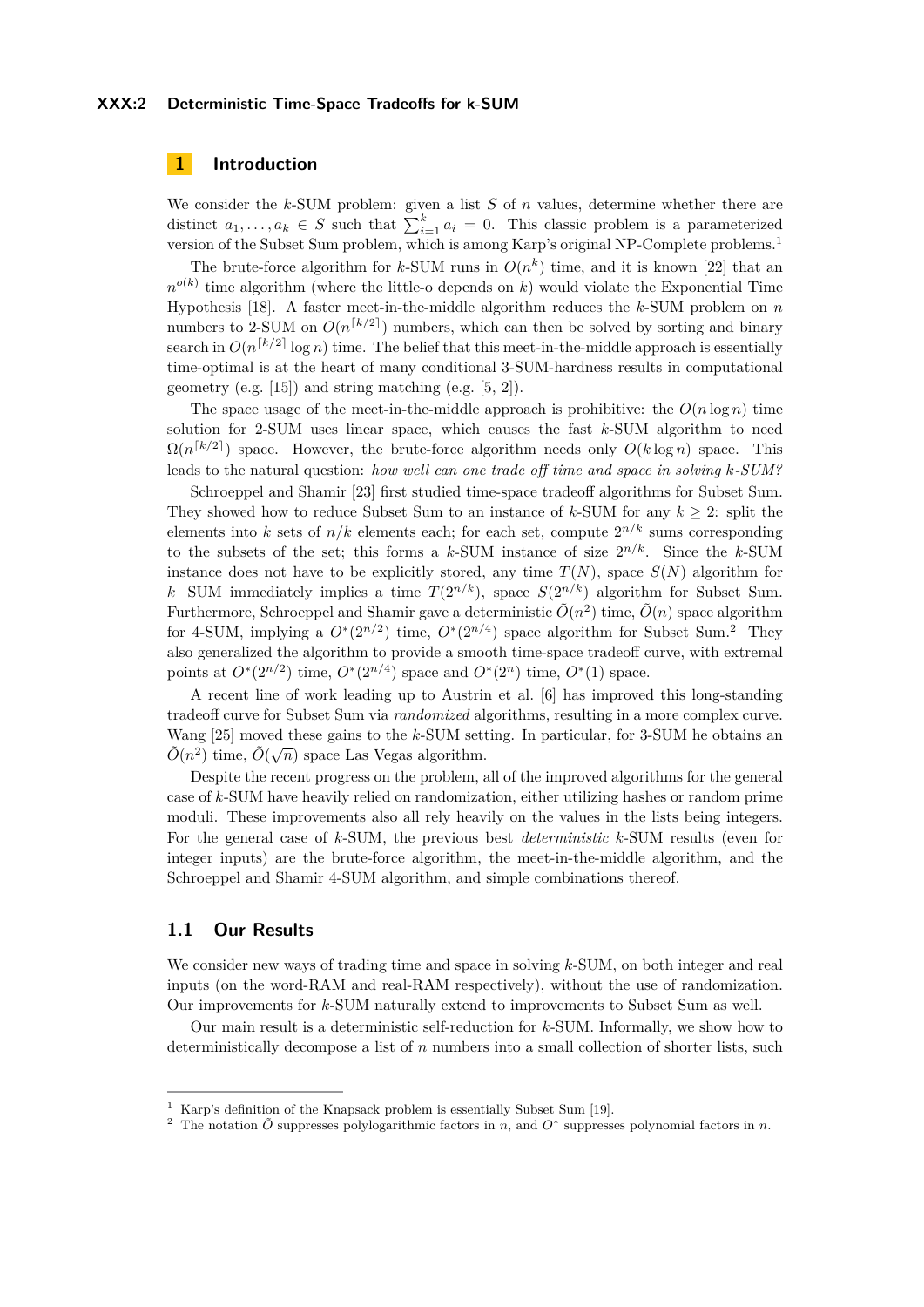## 1 Introduction

We consider the $k$-SUM problem: given a list $S$ of $n$ values, determine whether there are distinct $a_1, \ldots, a_k \in S$ such that $\sum_{i=1}^{k} a_i = 0$. This classic problem is a parameterized version of the Subset Sum problem, which is among Karp's original NP-Complete problems.[1]

The brute-force algorithm for $k$-SUM runs in $O(n^k)$ time, and it is known [22] that an $n^{o(k)}$ time algorithm (where the little-o depends on $k$) would violate the Exponential Time Hypothesis [18]. A faster meet-in-the-middle algorithm reduces the $k$-SUM problem on $n$ numbers to 2-SUM on $O(n^{\lceil k/2 \rceil})$ numbers, which can then be solved by sorting and binary search in $O(n^{\lceil k/2 \rceil} \log n)$ time. The belief that this meet-in-the-middle approach is essentially time-optimal is at the heart of many conditional 3-SUM-hardness results in computational geometry (e.g. [15]) and string matching (e.g. [5, 2]).

The space usage of the meet-in-the-middle approach is prohibitive: the $O(n \log n)$ time solution for 2-SUM uses linear space, which causes the fast $k$-SUM algorithm to need $\Omega(n^{\lceil k/2 \rceil})$ space. However, the brute-force algorithm needs only $O(k \log n)$ space. This leads to the natural question: *how well can one trade off time and space in solving $k$-SUM?*

Schroeppel and Shamir [23] first studied time-space tradeoff algorithms for Subset Sum. They showed how to reduce Subset Sum to an instance of $k$-SUM for any $k \geq 2$: split the elements into $k$ sets of $n/k$ elements each; for each set, compute $2^{n/k}$ sums corresponding to the subsets of the set; this forms a $k$-SUM instance of size $2^{n/k}$. Since the $k$-SUM instance does not have to be explicitly stored, any time $T(N)$, space $S(N)$ algorithm for $k-$SUM immediately implies a time $T(2^{n/k})$, space $S(2^{n/k})$ algorithm for Subset Sum. Furthermore, Schroeppel and Shamir gave a deterministic $\tilde{O}(n^2)$ time, $\tilde{O}(n)$ space algorithm for 4-SUM, implying a $O^*(2^{n/2})$ time, $O^*(2^{n/4})$ space algorithm for Subset Sum.[2] They also generalized the algorithm to provide a smooth time-space tradeoff curve, with extremal points at $O^*(2^{n/2})$ time, $O^*(2^{n/4})$ space and $O^*(2^n)$ time, $O^*(1)$ space.

A recent line of work leading up to Austrin et al. [6] has improved this long-standing tradeoff curve for Subset Sum via *randomized* algorithms, resulting in a more complex curve. Wang [25] moved these gains to the $k$-SUM setting. In particular, for 3-SUM he obtains an $\tilde{O}(n^2)$ time, $\tilde{O}(\sqrt{n})$ space Las Vegas algorithm.

Despite the recent progress on the problem, all of the improved algorithms for the general case of $k$-SUM have heavily relied on randomization, either utilizing hashes or random prime moduli. These improvements also all rely heavily on the values in the lists being integers. For the general case of $k$-SUM, the previous best *deterministic* $k$-SUM results (even for integer inputs) are the brute-force algorithm, the meet-in-the-middle algorithm, and the Schroeppel and Shamir 4-SUM algorithm, and simple combinations thereof.

### 1.1 Our Results

We consider new ways of trading time and space in solving $k$-SUM, on both integer and real inputs (on the word-RAM and real-RAM respectively), without the use of randomization. Our improvements for $k$-SUM naturally extend to improvements to Subset Sum as well.

Our main result is a deterministic self-reduction for $k$-SUM. Informally, we show how to deterministically decompose a list of $n$ numbers into a small collection of shorter lists, such

[1] Karp's definition of the Knapsack problem is essentially Subset Sum [19].
[2] The notation $\tilde{O}$ suppresses polylogarithmic factors in $n$, and $O^*$ suppresses polynomial factors in $n$.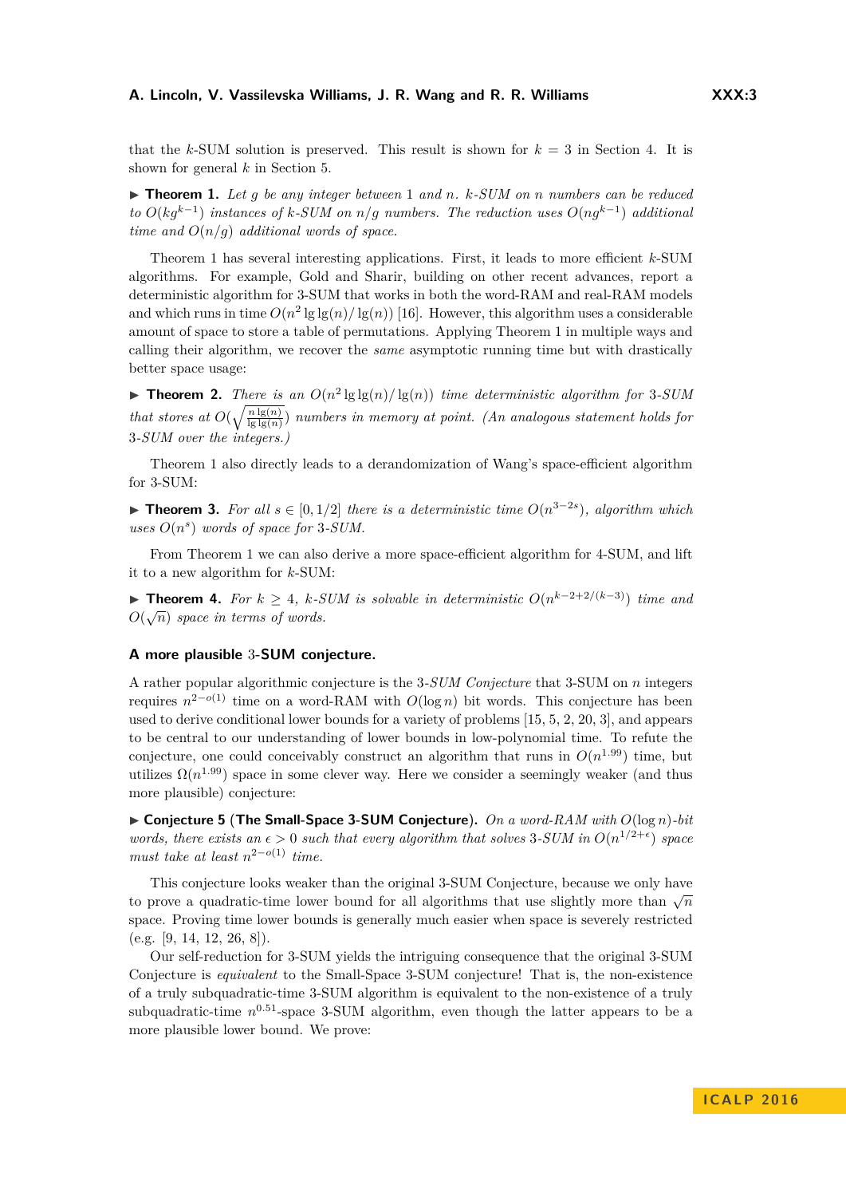that the $k$-SUM solution is preserved. This result is shown for $k = 3$ in Section 4. It is shown for general $k$ in Section 5.

▶ **Theorem 1.** *Let $g$ be any integer between 1 and $n$. $k$-SUM on $n$ numbers can be reduced to $O(kg^{k-1})$ instances of $k$-SUM on $n/g$ numbers. The reduction uses $O(ng^{k-1})$ additional time and $O(n/g)$ additional words of space.*

Theorem 1 has several interesting applications. First, it leads to more efficient $k$-SUM algorithms. For example, Gold and Sharir, building on other recent advances, report a deterministic algorithm for 3-SUM that works in both the word-RAM and real-RAM models and which runs in time $O(n^2 \lg\lg(n)/\lg(n))$ [16]. However, this algorithm uses a considerable amount of space to store a table of permutations. Applying Theorem 1 in multiple ways and calling their algorithm, we recover the *same* asymptotic running time but with drastically better space usage:

▶ **Theorem 2.** *There is an $O(n^2 \lg\lg(n)/\lg(n))$ time deterministic algorithm for 3-SUM that stores at $O(\sqrt{\frac{n\lg(n)}{\lg\lg(n)}})$ numbers in memory at point. (An analogous statement holds for 3-SUM over the integers.)*

Theorem 1 also directly leads to a derandomization of Wang's space-efficient algorithm for 3-SUM:

▶ **Theorem 3.** *For all $s \in [0, 1/2]$ there is a deterministic time $O(n^{3-2s})$, algorithm which uses $O(n^s)$ words of space for 3-SUM.*

From Theorem 1 we can also derive a more space-efficient algorithm for 4-SUM, and lift it to a new algorithm for $k$-SUM:

▶ **Theorem 4.** *For $k \geq 4$, $k$-SUM is solvable in deterministic $O(n^{k-2+2/(k-3)})$ time and $O(\sqrt{n})$ space in terms of words.*

### A more plausible 3-SUM conjecture.

A rather popular algorithmic conjecture is the *3-SUM Conjecture* that 3-SUM on $n$ integers requires $n^{2-o(1)}$ time on a word-RAM with $O(\log n)$ bit words. This conjecture has been used to derive conditional lower bounds for a variety of problems [15, 5, 2, 20, 3], and appears to be central to our understanding of lower bounds in low-polynomial time. To refute the conjecture, one could conceivably construct an algorithm that runs in $O(n^{1.99})$ time, but utilizes $\Omega(n^{1.99})$ space in some clever way. Here we consider a seemingly weaker (and thus more plausible) conjecture:

▶ **Conjecture 5 (The Small-Space 3-SUM Conjecture).** *On a word-RAM with $O(\log n)$-bit words, there exists an $\epsilon > 0$ such that every algorithm that solves 3-SUM in $O(n^{1/2+\epsilon})$ space must take at least $n^{2-o(1)}$ time.*

This conjecture looks weaker than the original 3-SUM Conjecture, because we only have to prove a quadratic-time lower bound for all algorithms that use slightly more than $\sqrt{n}$ space. Proving time lower bounds is generally much easier when space is severely restricted (e.g. [9, 14, 12, 26, 8]).

Our self-reduction for 3-SUM yields the intriguing consequence that the original 3-SUM Conjecture is *equivalent* to the Small-Space 3-SUM conjecture! That is, the non-existence of a truly subquadratic-time 3-SUM algorithm is equivalent to the non-existence of a truly subquadratic-time $n^{0.51}$-space 3-SUM algorithm, even though the latter appears to be a more plausible lower bound. We prove: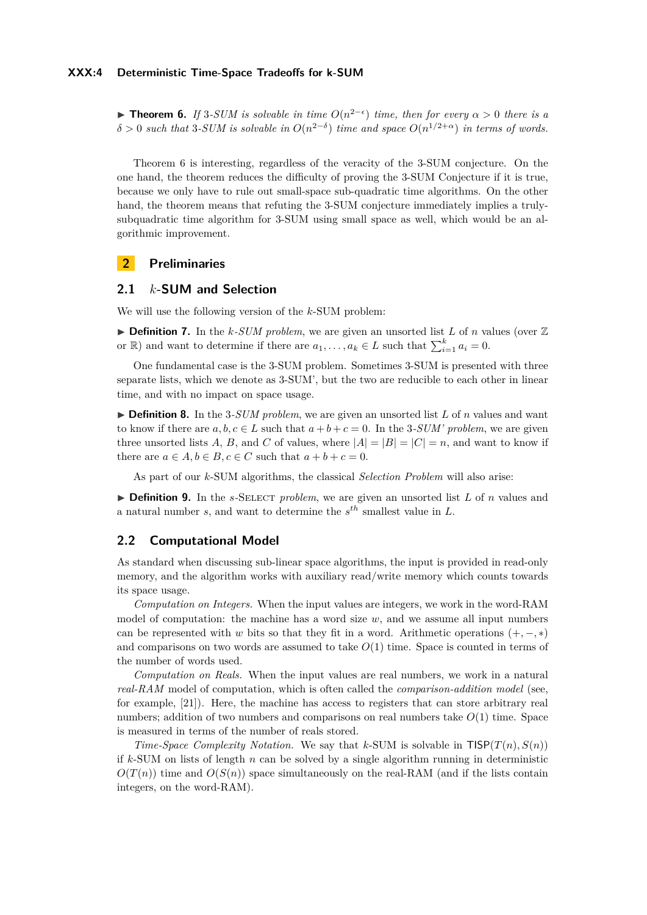▶ **Theorem 6.** *If 3-SUM is solvable in time $O(n^{2-\epsilon})$ time, then for every $\alpha > 0$ there is a $\delta > 0$ such that 3-SUM is solvable in $O(n^{2-\delta})$ time and space $O(n^{1/2+\alpha})$ in terms of words.*

Theorem 6 is interesting, regardless of the veracity of the 3-SUM conjecture. On the one hand, the theorem reduces the difficulty of proving the 3-SUM Conjecture if it is true, because we only have to rule out small-space sub-quadratic time algorithms. On the other hand, the theorem means that refuting the 3-SUM conjecture immediately implies a truly-subquadratic time algorithm for 3-SUM using small space as well, which would be an algorithmic improvement.

## 2 Preliminaries

### 2.1 $k$-SUM and Selection

We will use the following version of the $k$-SUM problem:

▶ **Definition 7.** In the *$k$-SUM problem*, we are given an unsorted list $L$ of $n$ values (over $\mathbb{Z}$ or $\mathbb{R}$) and want to determine if there are $a_1, \ldots, a_k \in L$ such that $\sum_{i=1}^{k} a_i = 0$.

One fundamental case is the 3-SUM problem. Sometimes 3-SUM is presented with three separate lists, which we denote as 3-SUM', but the two are reducible to each other in linear time, and with no impact on space usage.

▶ **Definition 8.** In the *3-SUM problem*, we are given an unsorted list $L$ of $n$ values and want to know if there are $a, b, c \in L$ such that $a + b + c = 0$. In the *3-SUM' problem*, we are given three unsorted lists $A$, $B$, and $C$ of values, where $|A| = |B| = |C| = n$, and want to know if there are $a \in A, b \in B, c \in C$ such that $a + b + c = 0$.

As part of our $k$-SUM algorithms, the classical *Selection Problem* will also arise:

▶ **Definition 9.** In the *$s$-Select problem*, we are given an unsorted list $L$ of $n$ values and a natural number $s$, and want to determine the $s^{th}$ smallest value in $L$.

### 2.2 Computational Model

As standard when discussing sub-linear space algorithms, the input is provided in read-only memory, and the algorithm works with auxiliary read/write memory which counts towards its space usage.

*Computation on Integers.* When the input values are integers, we work in the word-RAM model of computation: the machine has a word size $w$, and we assume all input numbers can be represented with $w$ bits so that they fit in a word. Arithmetic operations $(+, -, *)$ and comparisons on two words are assumed to take $O(1)$ time. Space is counted in terms of the number of words used.

*Computation on Reals.* When the input values are real numbers, we work in a natural *real-RAM* model of computation, which is often called the *comparison-addition model* (see, for example, [21]). Here, the machine has access to registers that can store arbitrary real numbers; addition of two numbers and comparisons on real numbers take $O(1)$ time. Space is measured in terms of the number of reals stored.

*Time-Space Complexity Notation.* We say that $k$-SUM is solvable in $\mathsf{TISP}(T(n), S(n))$ if $k$-SUM on lists of length $n$ can be solved by a single algorithm running in deterministic $O(T(n))$ time and $O(S(n))$ space simultaneously on the real-RAM (and if the lists contain integers, on the word-RAM).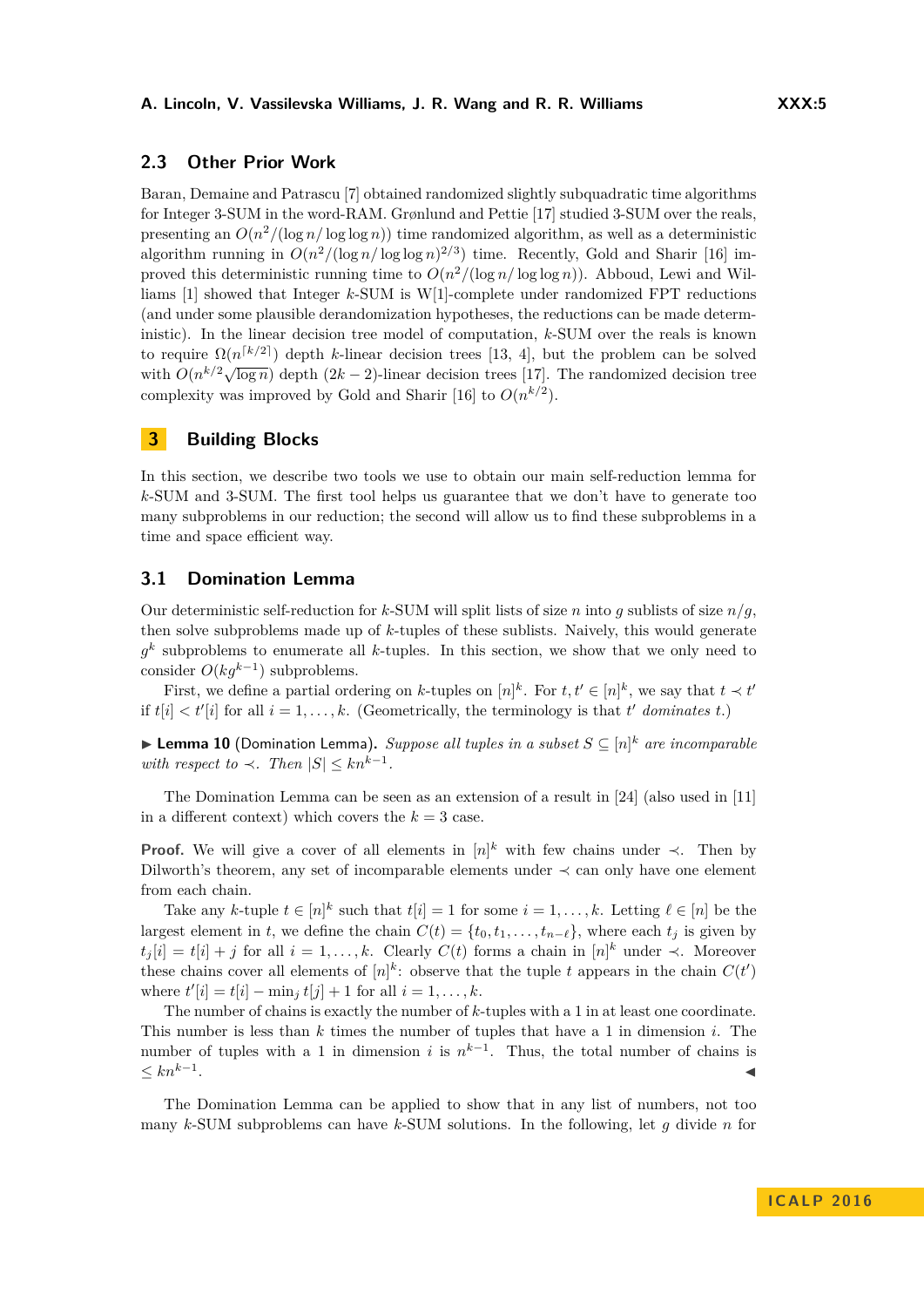### 2.3 Other Prior Work

Baran, Demaine and Patrascu [7] obtained randomized slightly subquadratic time algorithms for Integer 3-SUM in the word-RAM. Grønlund and Pettie [17] studied 3-SUM over the reals, presenting an $O(n^2/(\log n/\log\log n))$ time randomized algorithm, as well as a deterministic algorithm running in $O(n^2/(\log n/\log\log n)^{2/3})$ time. Recently, Gold and Sharir [16] improved this deterministic running time to $O(n^2/(\log n/\log\log n))$. Abboud, Lewi and Williams [1] showed that Integer $k$-SUM is W[1]-complete under randomized FPT reductions (and under some plausible derandomization hypotheses, the reductions can be made deterministic). In the linear decision tree model of computation, $k$-SUM over the reals is known to require $\Omega(n^{\lceil k/2 \rceil})$ depth $k$-linear decision trees [13, 4], but the problem can be solved with $O(n^{k/2}\sqrt{\log n})$ depth $(2k-2)$-linear decision trees [17]. The randomized decision tree complexity was improved by Gold and Sharir [16] to $O(n^{k/2})$.

## 3 Building Blocks

In this section, we describe two tools we use to obtain our main self-reduction lemma for $k$-SUM and 3-SUM. The first tool helps us guarantee that we don't have to generate too many subproblems in our reduction; the second will allow us to find these subproblems in a time and space efficient way.

### 3.1 Domination Lemma

Our deterministic self-reduction for $k$-SUM will split lists of size $n$ into $g$ sublists of size $n/g$, then solve subproblems made up of $k$-tuples of these sublists. Naively, this would generate $g^k$ subproblems to enumerate all $k$-tuples. In this section, we show that we only need to consider $O(kg^{k-1})$ subproblems.

First, we define a partial ordering on $k$-tuples on $[n]^k$. For $t, t' \in [n]^k$, we say that $t \prec t'$ if $t[i] < t'[i]$ for all $i = 1, \ldots, k$. (Geometrically, the terminology is that $t'$ *dominates* $t$.)

▶ **Lemma 10** (Domination Lemma). *Suppose all tuples in a subset $S \subseteq [n]^k$ are incomparable with respect to $\prec$. Then $|S| \leq kn^{k-1}$.*

The Domination Lemma can be seen as an extension of a result in [24] (also used in [11] in a different context) which covers the $k = 3$ case.

**Proof.** We will give a cover of all elements in $[n]^k$ with few chains under $\prec$. Then by Dilworth's theorem, any set of incomparable elements under $\prec$ can only have one element from each chain.

Take any $k$-tuple $t \in [n]^k$ such that $t[i] = 1$ for some $i = 1, \ldots, k$. Letting $\ell \in [n]$ be the largest element in $t$, we define the chain $C(t) = \{t_0, t_1, \ldots, t_{n-\ell}\}$, where each $t_j$ is given by $t_j[i] = t[i] + j$ for all $i = 1, \ldots, k$. Clearly $C(t)$ forms a chain in $[n]^k$ under $\prec$. Moreover these chains cover all elements of $[n]^k$: observe that the tuple $t$ appears in the chain $C(t')$ where $t'[i] = t[i] - \min_j t[j] + 1$ for all $i = 1, \ldots, k$.

The number of chains is exactly the number of $k$-tuples with a 1 in at least one coordinate. This number is less than $k$ times the number of tuples that have a 1 in dimension $i$. The number of tuples with a 1 in dimension $i$ is $n^{k-1}$. Thus, the total number of chains is $\leq kn^{k-1}$. ◀

The Domination Lemma can be applied to show that in any list of numbers, not too many $k$-SUM subproblems can have $k$-SUM solutions. In the following, let $g$ divide $n$ for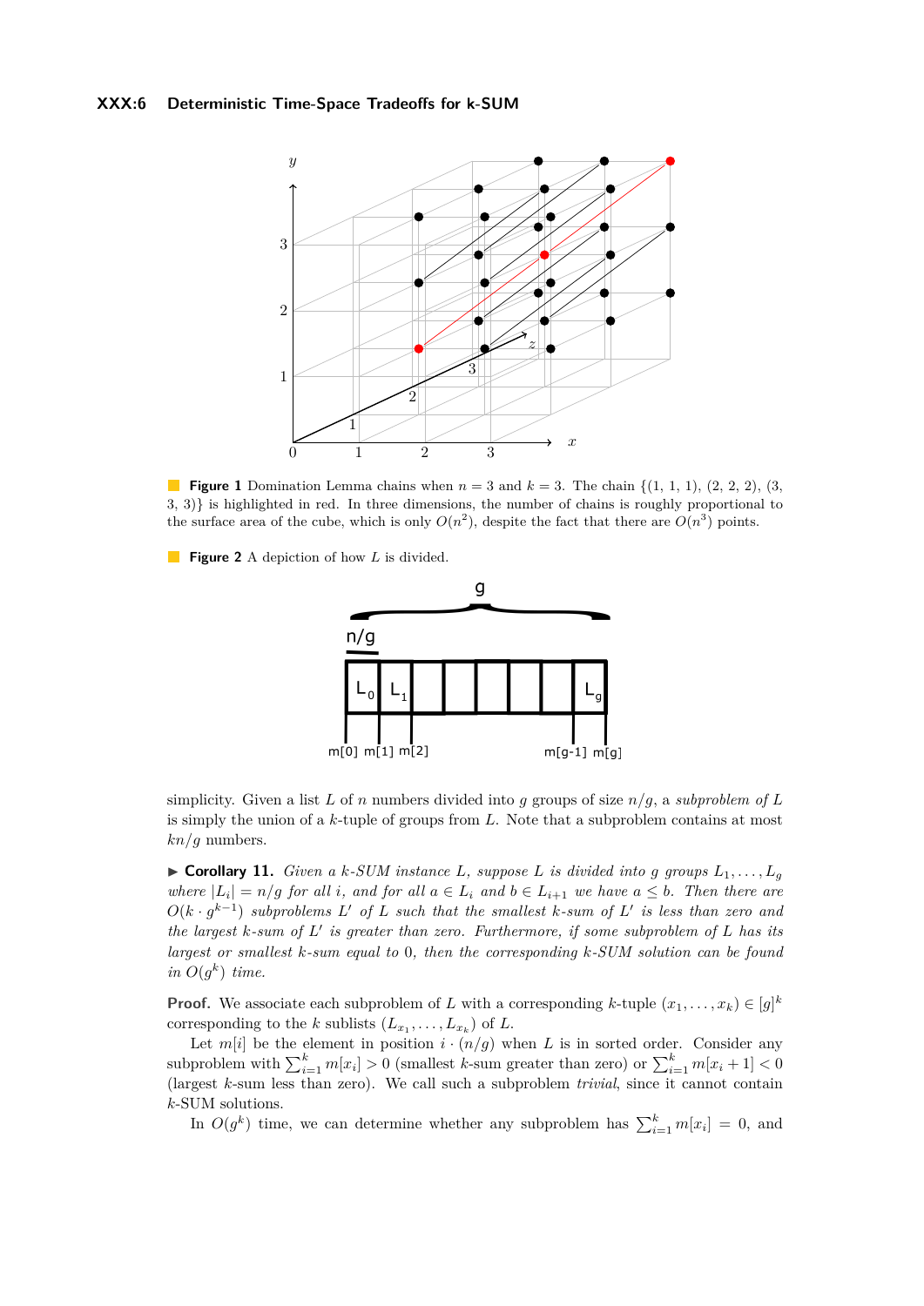**Figure 1** Domination Lemma chains when $n = 3$ and $k = 3$. The chain {(1, 1, 1), (2, 2, 2), (3, 3, 3)} is highlighted in red. In three dimensions, the number of chains is roughly proportional to the surface area of the cube, which is only $O(n^2)$, despite the fact that there are $O(n^3)$ points.

**Figure 2** A depiction of how $L$ is divided.

simplicity. Given a list $L$ of $n$ numbers divided into $g$ groups of size $n/g$, a *subproblem of* $L$ is simply the union of a $k$-tuple of groups from $L$. Note that a subproblem contains at most $kn/g$ numbers.

▶ **Corollary 11.** *Given a k-SUM instance $L$, suppose $L$ is divided into $g$ groups $L_1, \ldots, L_g$ where $|L_i| = n/g$ for all $i$, and for all $a \in L_i$ and $b \in L_{i+1}$ we have $a \leq b$. Then there are $O(k \cdot g^{k-1})$ subproblems $L'$ of $L$ such that the smallest k-sum of $L'$ is less than zero and the largest k-sum of $L'$ is greater than zero. Furthermore, if some subproblem of $L$ has its largest or smallest k-sum equal to 0, then the corresponding k-SUM solution can be found in $O(g^k)$ time.*

**Proof.** We associate each subproblem of $L$ with a corresponding $k$-tuple $(x_1, \ldots, x_k) \in [g]^k$ corresponding to the $k$ sublists $(L_{x_1}, \ldots, L_{x_k})$ of $L$.

Let $m[i]$ be the element in position $i \cdot (n/g)$ when $L$ is in sorted order. Consider any subproblem with $\sum_{i=1}^{k} m[x_i] > 0$ (smallest $k$-sum greater than zero) or $\sum_{i=1}^{k} m[x_i + 1] < 0$ (largest $k$-sum less than zero). We call such a subproblem *trivial*, since it cannot contain $k$-SUM solutions.

In $O(g^k)$ time, we can determine whether any subproblem has $\sum_{i=1}^{k} m[x_i] = 0$, and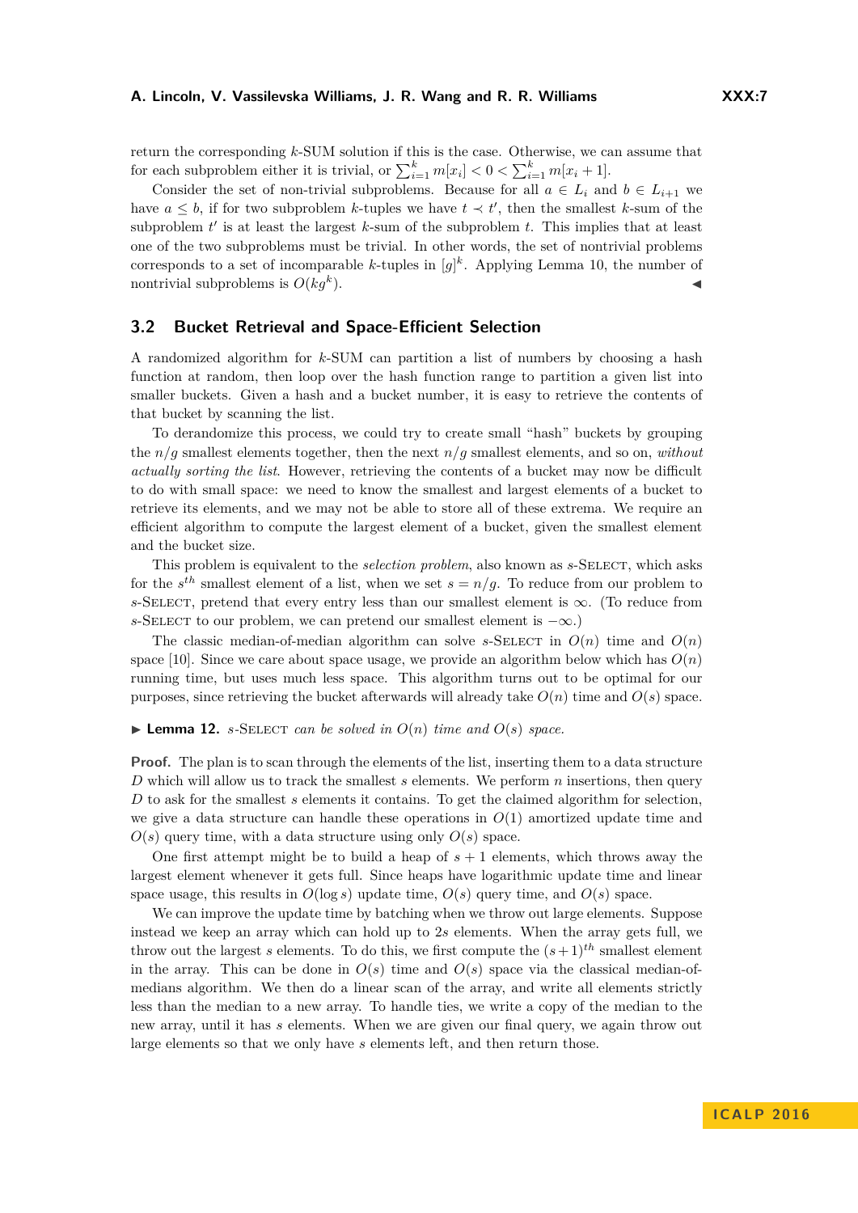return the corresponding $k$-SUM solution if this is the case. Otherwise, we can assume that for each subproblem either it is trivial, or $\sum_{i=1}^{k} m[x_i] < 0 < \sum_{i=1}^{k} m[x_i + 1]$.

Consider the set of non-trivial subproblems. Because for all $a \in L_i$ and $b \in L_{i+1}$ we have $a \leq b$, if for two subproblem $k$-tuples we have $t \prec t'$, then the smallest $k$-sum of the subproblem $t'$ is at least the largest $k$-sum of the subproblem $t$. This implies that at least one of the two subproblems must be trivial. In other words, the set of nontrivial problems corresponds to a set of incomparable $k$-tuples in $[g]^k$. Applying Lemma 10, the number of nontrivial subproblems is $O(kg^k)$. ◀

## 3.2 Bucket Retrieval and Space-Efficient Selection

A randomized algorithm for $k$-SUM can partition a list of numbers by choosing a hash function at random, then loop over the hash function range to partition a given list into smaller buckets. Given a hash and a bucket number, it is easy to retrieve the contents of that bucket by scanning the list.

To derandomize this process, we could try to create small "hash" buckets by grouping the $n/g$ smallest elements together, then the next $n/g$ smallest elements, and so on, *without actually sorting the list*. However, retrieving the contents of a bucket may now be difficult to do with small space: we need to know the smallest and largest elements of a bucket to retrieve its elements, and we may not be able to store all of these extrema. We require an efficient algorithm to compute the largest element of a bucket, given the smallest element and the bucket size.

This problem is equivalent to the *selection problem*, also known as $s$-SELECT, which asks for the $s^{th}$ smallest element of a list, when we set $s = n/g$. To reduce from our problem to $s$-SELECT, pretend that every entry less than our smallest element is $\infty$. (To reduce from $s$-SELECT to our problem, we can pretend our smallest element is $-\infty$.)

The classic median-of-median algorithm can solve $s$-SELECT in $O(n)$ time and $O(n)$ space [10]. Since we care about space usage, we provide an algorithm below which has $O(n)$ running time, but uses much less space. This algorithm turns out to be optimal for our purposes, since retrieving the bucket afterwards will already take $O(n)$ time and $O(s)$ space.

▶ **Lemma 12.** *$s$-SELECT can be solved in $O(n)$ time and $O(s)$ space.*

**Proof.** The plan is to scan through the elements of the list, inserting them to a data structure $D$ which will allow us to track the smallest $s$ elements. We perform $n$ insertions, then query $D$ to ask for the smallest $s$ elements it contains. To get the claimed algorithm for selection, we give a data structure can handle these operations in $O(1)$ amortized update time and $O(s)$ query time, with a data structure using only $O(s)$ space.

One first attempt might be to build a heap of $s + 1$ elements, which throws away the largest element whenever it gets full. Since heaps have logarithmic update time and linear space usage, this results in $O(\log s)$ update time, $O(s)$ query time, and $O(s)$ space.

We can improve the update time by batching when we throw out large elements. Suppose instead we keep an array which can hold up to $2s$ elements. When the array gets full, we throw out the largest $s$ elements. To do this, we first compute the $(s+1)^{th}$ smallest element in the array. This can be done in $O(s)$ time and $O(s)$ space via the classical median-of-medians algorithm. We then do a linear scan of the array, and write all elements strictly less than the median to a new array. To handle ties, we write a copy of the median to the new array, until it has $s$ elements. When we are given our final query, we again throw out large elements so that we only have $s$ elements left, and then return those.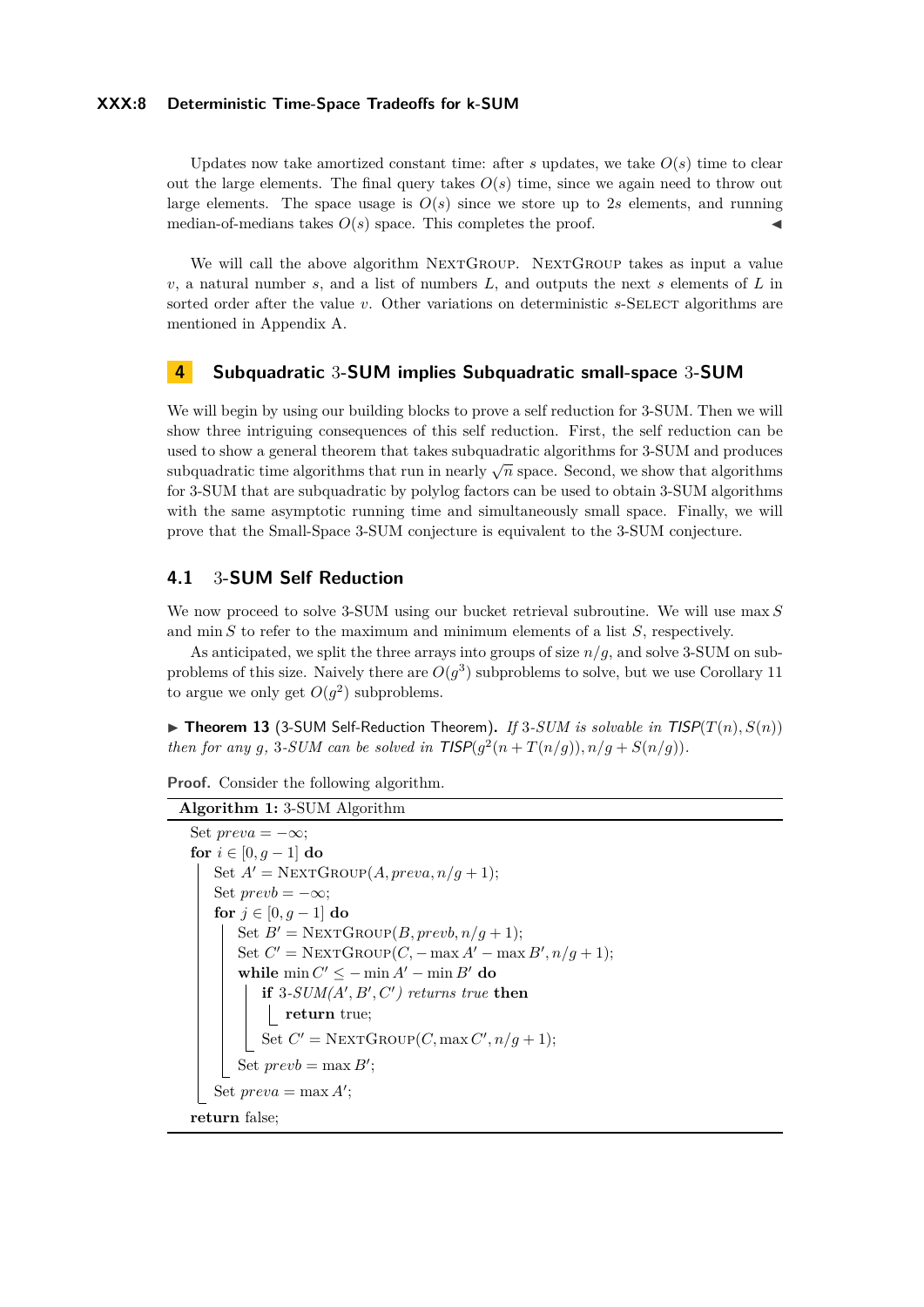Updates now take amortized constant time: after $s$ updates, we take $O(s)$ time to clear out the large elements. The final query takes $O(s)$ time, since we again need to throw out large elements. The space usage is $O(s)$ since we store up to $2s$ elements, and running median-of-medians takes $O(s)$ space. This completes the proof. ◀

We will call the above algorithm NextGroup. NextGroup takes as input a value $v$, a natural number $s$, and a list of numbers $L$, and outputs the next $s$ elements of $L$ in sorted order after the value $v$. Other variations on deterministic $s$-Select algorithms are mentioned in Appendix A.

## 4 Subquadratic 3-SUM implies Subquadratic small-space 3-SUM

We will begin by using our building blocks to prove a self reduction for 3-SUM. Then we will show three intriguing consequences of this self reduction. First, the self reduction can be used to show a general theorem that takes subquadratic algorithms for 3-SUM and produces subquadratic time algorithms that run in nearly $\sqrt{n}$ space. Second, we show that algorithms for 3-SUM that are subquadratic by polylog factors can be used to obtain 3-SUM algorithms with the same asymptotic running time and simultaneously small space. Finally, we will prove that the Small-Space 3-SUM conjecture is equivalent to the 3-SUM conjecture.

### 4.1 3-SUM Self Reduction

We now proceed to solve 3-SUM using our bucket retrieval subroutine. We will use $\max S$ and $\min S$ to refer to the maximum and minimum elements of a list $S$, respectively.

As anticipated, we split the three arrays into groups of size $n/g$, and solve 3-SUM on subproblems of this size. Naively there are $O(g^3)$ subproblems to solve, but we use Corollary 11 to argue we only get $O(g^2)$ subproblems.

▶ **Theorem 13** (3-SUM Self-Reduction Theorem). *If 3-SUM is solvable in $\mathsf{TISP}(T(n), S(n))$ then for any $g$, 3-SUM can be solved in $\mathsf{TISP}(g^2(n + T(n/g)), n/g + S(n/g))$.*

**Proof.** Consider the following algorithm.

**Algorithm 1:** 3-SUM Algorithm

```
Set preva = −∞;
for i ∈ [0, g − 1] do
    Set A′ = NextGroup(A, preva, n/g + 1);
    Set prevb = −∞;
    for j ∈ [0, g − 1] do
        Set B′ = NextGroup(B, prevb, n/g + 1);
        Set C′ = NextGroup(C, − max A′ − max B′, n/g + 1);
        while min C′ ≤ − min A′ − min B′ do
            if 3-SUM(A′, B′, C′) returns true then
                return true;
            Set C′ = NextGroup(C, max C′, n/g + 1);
        Set prevb = max B′;
    Set preva = max A′;
return false;
```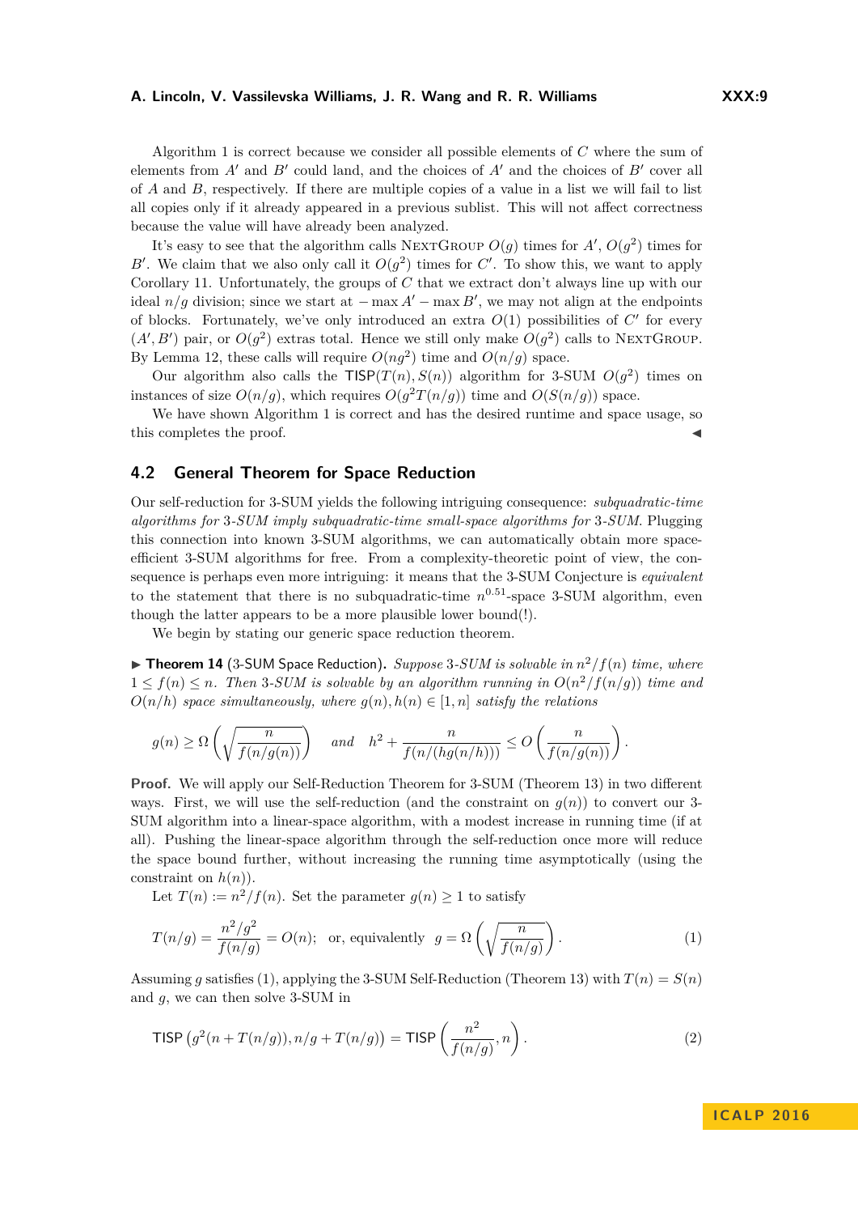Algorithm 1 is correct because we consider all possible elements of $C$ where the sum of elements from $A'$ and $B'$ could land, and the choices of $A'$ and the choices of $B'$ cover all of $A$ and $B$, respectively. If there are multiple copies of a value in a list we will fail to list all copies only if it already appeared in a previous sublist. This will not affect correctness because the value will have already been analyzed.

It's easy to see that the algorithm calls NextGroup $O(g)$ times for $A'$, $O(g^2)$ times for $B'$. We claim that we also only call it $O(g^2)$ times for $C'$. To show this, we want to apply Corollary 11. Unfortunately, the groups of $C$ that we extract don't always line up with our ideal $n/g$ division; since we start at $-\max A' - \max B'$, we may not align at the endpoints of blocks. Fortunately, we've only introduced an extra $O(1)$ possibilities of $C'$ for every $(A', B')$ pair, or $O(g^2)$ extras total. Hence we still only make $O(g^2)$ calls to NextGroup. By Lemma 12, these calls will require $O(ng^2)$ time and $O(n/g)$ space.

Our algorithm also calls the $\mathsf{TISP}(T(n), S(n))$ algorithm for 3-SUM $O(g^2)$ times on instances of size $O(n/g)$, which requires $O(g^2 T(n/g))$ time and $O(S(n/g))$ space.

We have shown Algorithm 1 is correct and has the desired runtime and space usage, so this completes the proof. ◀

## 4.2 General Theorem for Space Reduction

Our self-reduction for 3-SUM yields the following intriguing consequence: *subquadratic-time algorithms for 3-SUM imply subquadratic-time small-space algorithms for 3-SUM.* Plugging this connection into known 3-SUM algorithms, we can automatically obtain more space-efficient 3-SUM algorithms for free. From a complexity-theoretic point of view, the consequence is perhaps even more intriguing: it means that the 3-SUM Conjecture is *equivalent* to the statement that there is no subquadratic-time $n^{0.51}$-space 3-SUM algorithm, even though the latter appears to be a more plausible lower bound(!).

We begin by stating our generic space reduction theorem.

▶ **Theorem 14** (3-SUM Space Reduction). *Suppose 3-SUM is solvable in $n^2/f(n)$ time, where $1 \leq f(n) \leq n$. Then 3-SUM is solvable by an algorithm running in $O(n^2/f(n/g))$ time and $O(n/h)$ space simultaneously, where $g(n), h(n) \in [1, n]$ satisfy the relations*

$$g(n) \geq \Omega\left(\sqrt{\frac{n}{f(n/g(n))}}\right) \quad \text{and} \quad h^2 + \frac{n}{f(n/(hg(n/h)))} \leq O\left(\frac{n}{f(n/g(n))}\right).$$

**Proof.** We will apply our Self-Reduction Theorem for 3-SUM (Theorem 13) in two different ways. First, we will use the self-reduction (and the constraint on $g(n)$) to convert our 3-SUM algorithm into a linear-space algorithm, with a modest increase in running time (if at all). Pushing the linear-space algorithm through the self-reduction once more will reduce the space bound further, without increasing the running time asymptotically (using the constraint on $h(n)$).

Let $T(n) := n^2/f(n)$. Set the parameter $g(n) \geq 1$ to satisfy

$$T(n/g) = \frac{n^2/g^2}{f(n/g)} = O(n); \quad \text{or, equivalently} \quad g = \Omega\left(\sqrt{\frac{n}{f(n/g)}}\right). \tag{1}$$

Assuming $g$ satisfies (1), applying the 3-SUM Self-Reduction (Theorem 13) with $T(n) = S(n)$ and $g$, we can then solve 3-SUM in

$$\mathsf{TISP}\left(g^2(n + T(n/g)), n/g + T(n/g)\right) = \mathsf{TISP}\left(\frac{n^2}{f(n/g)}, n\right). \tag{2}$$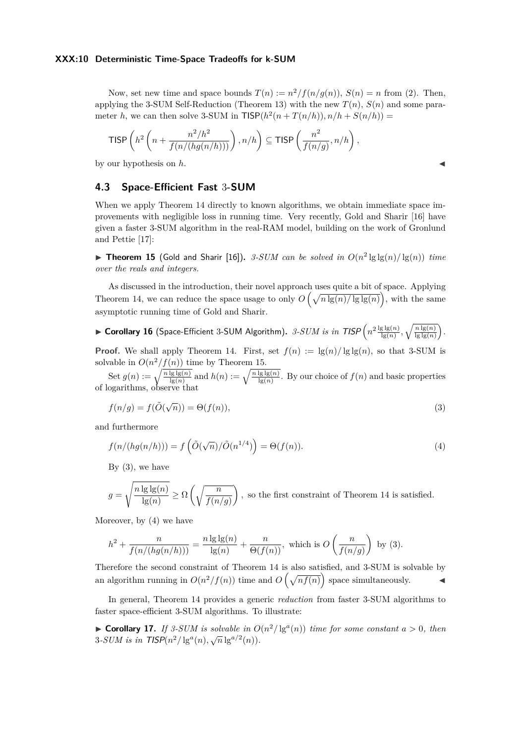Now, set new time and space bounds $T(n) := n^2/f(n/g(n))$, $S(n) = n$ from (2). Then, applying the 3-SUM Self-Reduction (Theorem 13) with the new $T(n)$, $S(n)$ and some parameter $h$, we can then solve 3-SUM in $\mathsf{TISP}(h^2(n + T(n/h)), n/h + S(n/h)) =$

$$\mathsf{TISP}\left(h^2\left(n + \frac{n^2/h^2}{f(n/(hg(n/h)))}\right), n/h\right) \subseteq \mathsf{TISP}\left(\frac{n^2}{f(n/g)}, n/h\right),$$

by our hypothesis on $h$. ◀

## 4.3 Space-Efficient Fast 3-SUM

When we apply Theorem 14 directly to known algorithms, we obtain immediate space improvements with negligible loss in running time. Very recently, Gold and Sharir [16] have given a faster 3-SUM algorithm in the real-RAM model, building on the work of Gronlund and Pettie [17]:

▶ **Theorem 15** (Gold and Sharir [16]). *3-SUM can be solved in $O(n^2 \lg\lg(n)/\lg(n))$ time over the reals and integers.*

As discussed in the introduction, their novel approach uses quite a bit of space. Applying Theorem 14, we can reduce the space usage to only $O\left(\sqrt{n \lg(n)/\lg\lg(n)}\right)$, with the same asymptotic running time of Gold and Sharir.

▶ **Corollary 16** (Space-Efficient 3-SUM Algorithm). *3-SUM is in $\mathsf{TISP}\left(n^2 \frac{\lg\lg(n)}{\lg(n)}, \sqrt{\frac{n\lg(n)}{\lg\lg(n)}}\right)$.*

**Proof.** We shall apply Theorem 14. First, set $f(n) := \lg(n)/\lg\lg(n)$, so that 3-SUM is solvable in $O(n^2/f(n))$ time by Theorem 15.

Set $g(n) := \sqrt{\frac{n\lg\lg(n)}{\lg(n)}}$ and $h(n) := \sqrt{\frac{n\lg\lg(n)}{\lg(n)}}$. By our choice of $f(n)$ and basic properties of logarithms, observe that

$$f(n/g) = f(\tilde{O}(\sqrt{n})) = \Theta(f(n)), \tag{3}$$

and furthermore

$$f(n/(hg(n/h))) = f\left(\tilde{O}(\sqrt{n})/\tilde{O}(n^{1/4})\right) = \Theta(f(n)). \tag{4}$$

By (3), we have

$$g = \sqrt{\frac{n\lg\lg(n)}{\lg(n)}} \geq \Omega\left(\sqrt{\frac{n}{f(n/g)}}\right), \text{ so the first constraint of Theorem 14 is satisfied.}$$

Moreover, by (4) we have

$$h^2 + \frac{n}{f(n/(hg(n/h)))} = \frac{n\lg\lg(n)}{\lg(n)} + \frac{n}{\Theta(f(n))}, \text{ which is } O\left(\frac{n}{f(n/g)}\right) \text{ by (3).}$$

Therefore the second constraint of Theorem 14 is also satisfied, and 3-SUM is solvable by an algorithm running in $O(n^2/f(n))$ time and $O\left(\sqrt{nf(n)}\right)$ space simultaneously. ◀

In general, Theorem 14 provides a generic *reduction* from faster 3-SUM algorithms to faster space-efficient 3-SUM algorithms. To illustrate:

▶ **Corollary 17.** *If 3-SUM is solvable in $O(n^2/\lg^a(n))$ time for some constant $a > 0$, then 3-SUM is in $\mathsf{TISP}(n^2/\lg^a(n), \sqrt{n}\lg^{a/2}(n))$.*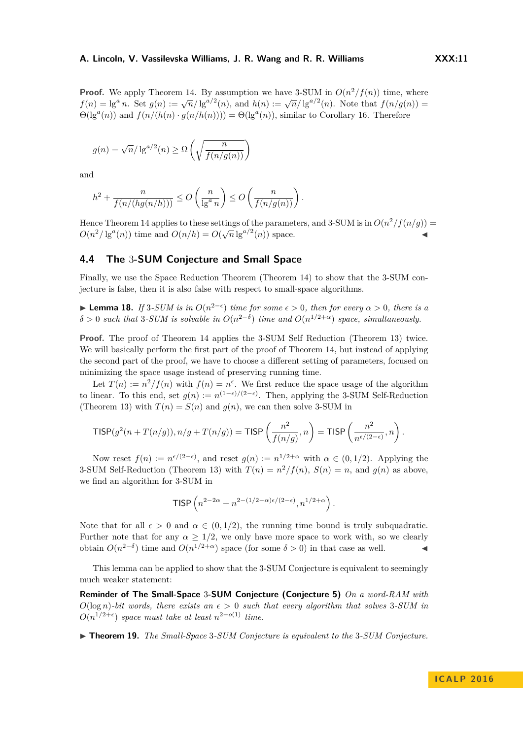**Proof.** We apply Theorem 14. By assumption we have 3-SUM in $O(n^2/f(n))$ time, where $f(n) = \lg^a n$. Set $g(n) := \sqrt{n}/\lg^{a/2}(n)$, and $h(n) := \sqrt{n}/\lg^{a/2}(n)$. Note that $f(n/g(n)) = \Theta(\lg^a(n))$ and $f(n/(h(n) \cdot g(n/h(n)))) = \Theta(\lg^a(n))$, similar to Corollary 16. Therefore

$$g(n) = \sqrt{n}/\lg^{a/2}(n) \geq \Omega\left(\sqrt{\frac{n}{f(n/g(n))}}\right)$$

and

$$h^2 + \frac{n}{f(n/(hg(n/h)))} \leq O\left(\frac{n}{\lg^a n}\right) \leq O\left(\frac{n}{f(n/g(n))}\right).$$

Hence Theorem 14 applies to these settings of the parameters, and 3-SUM is in $O(n^2/f(n/g)) = O(n^2/\lg^a(n))$ time and $O(n/h) = O(\sqrt{n}\lg^{a/2}(n))$ space. ◀

## 4.4 The 3-SUM Conjecture and Small Space

Finally, we use the Space Reduction Theorem (Theorem 14) to show that the 3-SUM conjecture is false, then it is also false with respect to small-space algorithms.

▶ **Lemma 18.** *If 3-SUM is in $O(n^{2-\epsilon})$ time for some $\epsilon > 0$, then for every $\alpha > 0$, there is a $\delta > 0$ such that 3-SUM is solvable in $O(n^{2-\delta})$ time and $O(n^{1/2+\alpha})$ space, simultaneously.*

**Proof.** The proof of Theorem 14 applies the 3-SUM Self Reduction (Theorem 13) twice. We will basically perform the first part of the proof of Theorem 14, but instead of applying the second part of the proof, we have to choose a different setting of parameters, focused on minimizing the space usage instead of preserving running time.

Let $T(n) := n^2/f(n)$ with $f(n) = n^\epsilon$. We first reduce the space usage of the algorithm to linear. To this end, set $g(n) := n^{(1-\epsilon)/(2-\epsilon)}$. Then, applying the 3-SUM Self-Reduction (Theorem 13) with $T(n) = S(n)$ and $g(n)$, we can then solve 3-SUM in

$$\mathsf{TISP}(g^2(n + T(n/g)), n/g + T(n/g)) = \mathsf{TISP}\left(\frac{n^2}{f(n/g)}, n\right) = \mathsf{TISP}\left(\frac{n^2}{n^{\epsilon/(2-\epsilon)}}, n\right).$$

Now reset $f(n) := n^{\epsilon/(2-\epsilon)}$, and reset $g(n) := n^{1/2+\alpha}$ with $\alpha \in (0, 1/2)$. Applying the 3-SUM Self-Reduction (Theorem 13) with $T(n) = n^2/f(n)$, $S(n) = n$, and $g(n)$ as above, we find an algorithm for 3-SUM in

$$\mathsf{TISP}\left(n^{2-2\alpha} + n^{2-(1/2-\alpha)\epsilon/(2-\epsilon)}, n^{1/2+\alpha}\right).$$

Note that for all $\epsilon > 0$ and $\alpha \in (0, 1/2)$, the running time bound is truly subquadratic. Further note that for any $\alpha \geq 1/2$, we only have more space to work with, so we clearly obtain $O(n^{2-\delta})$ time and $O(n^{1/2+\alpha})$ space (for some $\delta > 0$) in that case as well. ◀

This lemma can be applied to show that the 3-SUM Conjecture is equivalent to seemingly much weaker statement:

**Reminder of The Small-Space 3-SUM Conjecture (Conjecture 5)** *On a word-RAM with $O(\log n)$-bit words, there exists an $\epsilon > 0$ such that every algorithm that solves 3-SUM in $O(n^{1/2+\epsilon})$ space must take at least $n^{2-o(1)}$ time.*

▶ **Theorem 19.** *The Small-Space 3-SUM Conjecture is equivalent to the 3-SUM Conjecture.*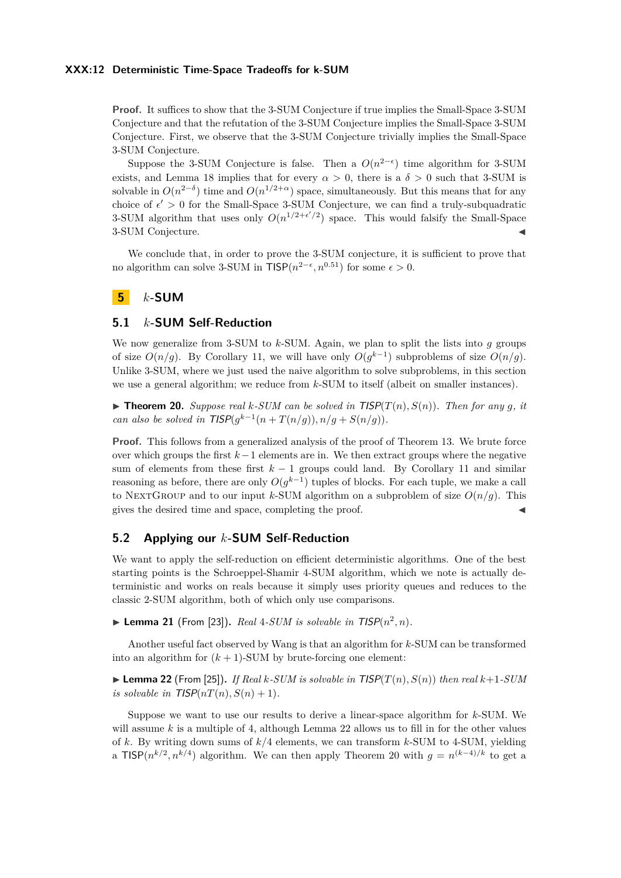**Proof.** It suffices to show that the 3-SUM Conjecture if true implies the Small-Space 3-SUM Conjecture and that the refutation of the 3-SUM Conjecture implies the Small-Space 3-SUM Conjecture. First, we observe that the 3-SUM Conjecture trivially implies the Small-Space 3-SUM Conjecture.

Suppose the 3-SUM Conjecture is false. Then a $O(n^{2-\epsilon})$ time algorithm for 3-SUM exists, and Lemma 18 implies that for every $\alpha > 0$, there is a $\delta > 0$ such that 3-SUM is solvable in $O(n^{2-\delta})$ time and $O(n^{1/2+\alpha})$ space, simultaneously. But this means that for any choice of $\epsilon' > 0$ for the Small-Space 3-SUM Conjecture, we can find a truly-subquadratic 3-SUM algorithm that uses only $O(n^{1/2+\epsilon'/2})$ space. This would falsify the Small-Space 3-SUM Conjecture. ◀

We conclude that, in order to prove the 3-SUM conjecture, it is sufficient to prove that no algorithm can solve 3-SUM in $\mathsf{TISP}(n^{2-\epsilon}, n^{0.51})$ for some $\epsilon > 0$.

# 5 $k$-SUM

## 5.1 $k$-SUM Self-Reduction

We now generalize from 3-SUM to $k$-SUM. Again, we plan to split the lists into $g$ groups of size $O(n/g)$. By Corollary 11, we will have only $O(g^{k-1})$ subproblems of size $O(n/g)$. Unlike 3-SUM, where we just used the naive algorithm to solve subproblems, in this section we use a general algorithm; we reduce from $k$-SUM to itself (albeit on smaller instances).

▶ **Theorem 20.** *Suppose real $k$-SUM can be solved in $\mathsf{TISP}(T(n), S(n))$. Then for any $g$, it can also be solved in $\mathsf{TISP}(g^{k-1}(n + T(n/g)), n/g + S(n/g))$.*

**Proof.** This follows from a generalized analysis of the proof of Theorem 13. We brute force over which groups the first $k-1$ elements are in. We then extract groups where the negative sum of elements from these first $k-1$ groups could land. By Corollary 11 and similar reasoning as before, there are only $O(g^{k-1})$ tuples of blocks. For each tuple, we make a call to NextGroup and to our input $k$-SUM algorithm on a subproblem of size $O(n/g)$. This gives the desired time and space, completing the proof. ◀

## 5.2 Applying our $k$-SUM Self-Reduction

We want to apply the self-reduction on efficient deterministic algorithms. One of the best starting points is the Schroeppel-Shamir 4-SUM algorithm, which we note is actually deterministic and works on reals because it simply uses priority queues and reduces to the classic 2-SUM algorithm, both of which only use comparisons.

▶ **Lemma 21** (From [23]). *Real 4-SUM is solvable in $\mathsf{TISP}(n^2, n)$.*

Another useful fact observed by Wang is that an algorithm for $k$-SUM can be transformed into an algorithm for $(k+1)$-SUM by brute-forcing one element:

▶ **Lemma 22** (From [25]). *If Real $k$-SUM is solvable in $\mathsf{TISP}(T(n), S(n))$ then real $k+1$-SUM is solvable in $\mathsf{TISP}(nT(n), S(n) + 1)$.*

Suppose we want to use our results to derive a linear-space algorithm for $k$-SUM. We will assume $k$ is a multiple of 4, although Lemma 22 allows us to fill in for the other values of $k$. By writing down sums of $k/4$ elements, we can transform $k$-SUM to 4-SUM, yielding a $\mathsf{TISP}(n^{k/2}, n^{k/4})$ algorithm. We can then apply Theorem 20 with $g = n^{(k-4)/k}$ to get a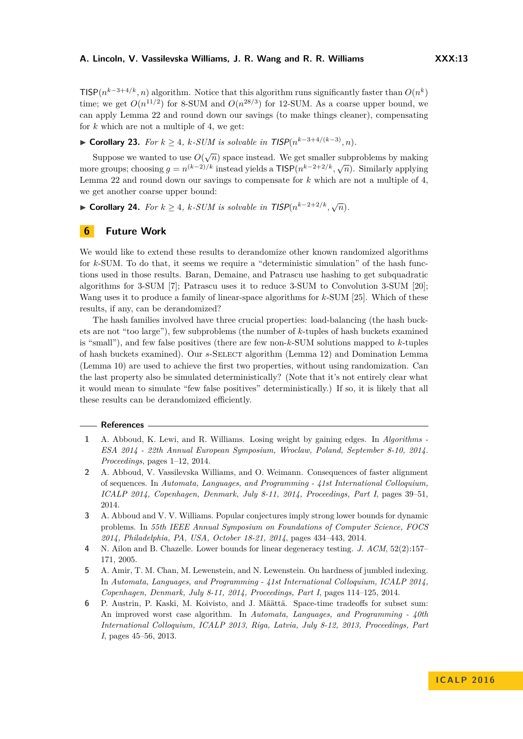$\mathsf{TISP}(n^{k-3+4/k}, n)$ algorithm. Notice that this algorithm runs significantly faster than $O(n^k)$ time; we get $O(n^{11/2})$ for 8-SUM and $O(n^{28/3})$ for 12-SUM. As a coarse upper bound, we can apply Lemma 22 and round down our savings (to make things cleaner), compensating for $k$ which are not a multiple of 4, we get:

▶ **Corollary 23.** *For $k \geq 4$, $k$-SUM is solvable in $\mathsf{TISP}(n^{k-3+4/(k-3)}, n)$.*

Suppose we wanted to use $O(\sqrt{n})$ space instead. We get smaller subproblems by making more groups; choosing $g = n^{(k-2)/k}$ instead yields a $\mathsf{TISP}(n^{k-2+2/k}, \sqrt{n})$. Similarly applying Lemma 22 and round down our savings to compensate for $k$ which are not a multiple of 4, we get another coarse upper bound:

▶ **Corollary 24.** *For $k \geq 4$, $k$-SUM is solvable in $\mathsf{TISP}(n^{k-2+2/k}, \sqrt{n})$.*

## 6 Future Work

We would like to extend these results to derandomize other known randomized algorithms for $k$-SUM. To do that, it seems we require a "deterministic simulation" of the hash functions used in those results. Baran, Demaine, and Patrascu use hashing to get subquadratic algorithms for 3-SUM [7]; Patrascu uses it to reduce 3-SUM to Convolution 3-SUM [20]; Wang uses it to produce a family of linear-space algorithms for $k$-SUM [25]. Which of these results, if any, can be derandomized?

The hash families involved have three crucial properties: load-balancing (the hash buckets are not "too large"), few subproblems (the number of $k$-tuples of hash buckets examined is "small"), and few false positives (there are few non-$k$-SUM solutions mapped to $k$-tuples of hash buckets examined). Our $s$-Select algorithm (Lemma 12) and Domination Lemma (Lemma 10) are used to achieve the first two properties, without using randomization. Can the last property also be simulated deterministically? (Note that it's not entirely clear what it would mean to simulate "few false positives" deterministically.) If so, it is likely that all these results can be derandomized efficiently.

## References

1. A. Abboud, K. Lewi, and R. Williams. Losing weight by gaining edges. In *Algorithms - ESA 2014 - 22th Annual European Symposium, Wroclaw, Poland, September 8-10, 2014. Proceedings*, pages 1–12, 2014.
2. A. Abboud, V. Vassilevska Williams, and O. Weimann. Consequences of faster alignment of sequences. In *Automata, Languages, and Programming - 41st International Colloquium, ICALP 2014, Copenhagen, Denmark, July 8-11, 2014, Proceedings, Part I*, pages 39–51, 2014.
3. A. Abboud and V. V. Williams. Popular conjectures imply strong lower bounds for dynamic problems. In *55th IEEE Annual Symposium on Foundations of Computer Science, FOCS 2014, Philadelphia, PA, USA, October 18-21, 2014*, pages 434–443, 2014.
4. N. Ailon and B. Chazelle. Lower bounds for linear degeneracy testing. *J. ACM*, 52(2):157–171, 2005.
5. A. Amir, T. M. Chan, M. Lewenstein, and N. Lewenstein. On hardness of jumbled indexing. In *Automata, Languages, and Programming - 41st International Colloquium, ICALP 2014, Copenhagen, Denmark, July 8-11, 2014, Proceedings, Part I*, pages 114–125, 2014.
6. P. Austrin, P. Kaski, M. Koivisto, and J. Määttä. Space-time tradeoffs for subset sum: An improved worst case algorithm. In *Automata, Languages, and Programming - 40th International Colloquium, ICALP 2013, Riga, Latvia, July 8-12, 2013, Proceedings, Part I*, pages 45–56, 2013.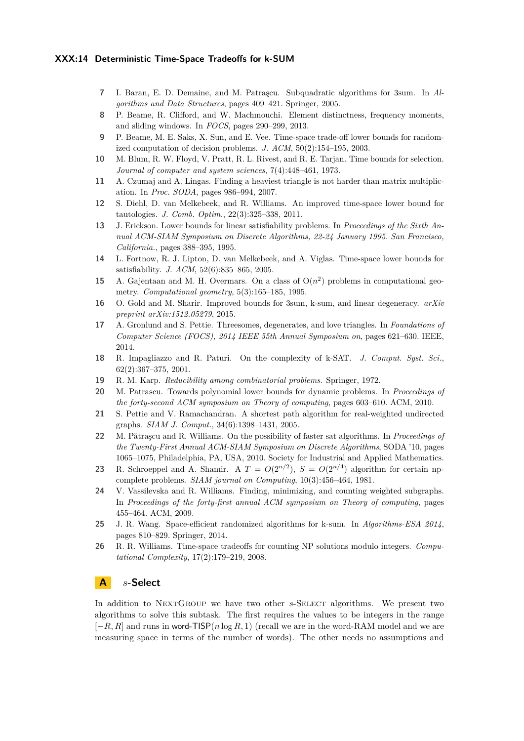7. I. Baran, E. D. Demaine, and M. Patraşcu. Subquadratic algorithms for 3sum. In *Algorithms and Data Structures*, pages 409–421. Springer, 2005.
8. P. Beame, R. Clifford, and W. Machmouchi. Element distinctness, frequency moments, and sliding windows. In *FOCS*, pages 290–299, 2013.
9. P. Beame, M. E. Saks, X. Sun, and E. Vee. Time-space trade-off lower bounds for randomized computation of decision problems. *J. ACM*, 50(2):154–195, 2003.
10. M. Blum, R. W. Floyd, V. Pratt, R. L. Rivest, and R. E. Tarjan. Time bounds for selection. *Journal of computer and system sciences*, 7(4):448–461, 1973.
11. A. Czumaj and A. Lingas. Finding a heaviest triangle is not harder than matrix multiplication. In *Proc. SODA*, pages 986–994, 2007.
12. S. Diehl, D. van Melkebeek, and R. Williams. An improved time-space lower bound for tautologies. *J. Comb. Optim.*, 22(3):325–338, 2011.
13. J. Erickson. Lower bounds for linear satisfiability problems. In *Proceedings of the Sixth Annual ACM-SIAM Symposium on Discrete Algorithms, 22-24 January 1995. San Francisco, California.*, pages 388–395, 1995.
14. L. Fortnow, R. J. Lipton, D. van Melkebeek, and A. Viglas. Time-space lower bounds for satisfiability. *J. ACM*, 52(6):835–865, 2005.
15. A. Gajentaan and M. H. Overmars. On a class of $O(n^2)$ problems in computational geometry. *Computational geometry*, 5(3):165–185, 1995.
16. O. Gold and M. Sharir. Improved bounds for 3sum, k-sum, and linear degeneracy. *arXiv preprint arXiv:1512.05279*, 2015.
17. A. Gronlund and S. Pettie. Threesomes, degenerates, and love triangles. In *Foundations of Computer Science (FOCS), 2014 IEEE 55th Annual Symposium on*, pages 621–630. IEEE, 2014.
18. R. Impagliazzo and R. Paturi. On the complexity of k-SAT. *J. Comput. Syst. Sci.*, 62(2):367–375, 2001.
19. R. M. Karp. *Reducibility among combinatorial problems*. Springer, 1972.
20. M. Patrascu. Towards polynomial lower bounds for dynamic problems. In *Proceedings of the forty-second ACM symposium on Theory of computing*, pages 603–610. ACM, 2010.
21. S. Pettie and V. Ramachandran. A shortest path algorithm for real-weighted undirected graphs. *SIAM J. Comput.*, 34(6):1398–1431, 2005.
22. M. Pătraşcu and R. Williams. On the possibility of faster sat algorithms. In *Proceedings of the Twenty-First Annual ACM-SIAM Symposium on Discrete Algorithms*, SODA '10, pages 1065–1075, Philadelphia, PA, USA, 2010. Society for Industrial and Applied Mathematics.
23. R. Schroeppel and A. Shamir. A $T = O(2^{n/2})$, $S = O(2^{n/4})$ algorithm for certain np-complete problems. *SIAM journal on Computing*, 10(3):456–464, 1981.
24. V. Vassilevska and R. Williams. Finding, minimizing, and counting weighted subgraphs. In *Proceedings of the forty-first annual ACM symposium on Theory of computing*, pages 455–464. ACM, 2009.
25. J. R. Wang. Space-efficient randomized algorithms for k-sum. In *Algorithms-ESA 2014*, pages 810–829. Springer, 2014.
26. R. R. Williams. Time-space tradeoffs for counting NP solutions modulo integers. *Computational Complexity*, 17(2):179–219, 2008.

# A $s$-Select

In addition to NextGroup we have two other $s$-Select algorithms. We present two algorithms to solve this subtask. The first requires the values to be integers in the range $[-R, R]$ and runs in word-TISP$(n \log R, 1)$ (recall we are in the word-RAM model and we are measuring space in terms of the number of words). The other needs no assumptions and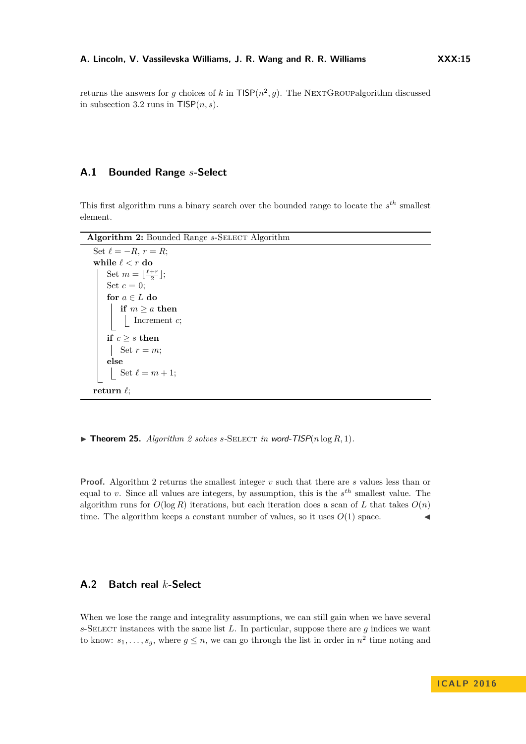returns the answers for $g$ choices of $k$ in $\mathsf{TISP}(n^2, g)$. The NextGroupalgorithm discussed in subsection 3.2 runs in $\mathsf{TISP}(n, s)$.

## A.1 Bounded Range $s$-Select

This first algorithm runs a binary search over the bounded range to locate the $s^{th}$ smallest element.

**Algorithm 2:** Bounded Range $s$-Select Algorithm

```
Set ℓ = −R, r = R;
while ℓ < r do
    Set m = ⌊(ℓ+r)/2⌋;
    Set c = 0;
    for a ∈ L do
        if m ≥ a then
            Increment c;
    if c ≥ s then
        Set r = m;
    else
        Set ℓ = m + 1;
return ℓ;
```

▶ **Theorem 25.** *Algorithm 2 solves $s$-Select in word-$\mathsf{TISP}(n \log R, 1)$.*

**Proof.** Algorithm 2 returns the smallest integer $v$ such that there are $s$ values less than or equal to $v$. Since all values are integers, by assumption, this is the $s^{th}$ smallest value. The algorithm runs for $O(\log R)$ iterations, but each iteration does a scan of $L$ that takes $O(n)$ time. The algorithm keeps a constant number of values, so it uses $O(1)$ space. ◀

## A.2 Batch real $k$-Select

When we lose the range and integrality assumptions, we can still gain when we have several $s$-Select instances with the same list $L$. In particular, suppose there are $g$ indices we want to know: $s_1, \ldots, s_g$, where $g \leq n$, we can go through the list in order in $n^2$ time noting and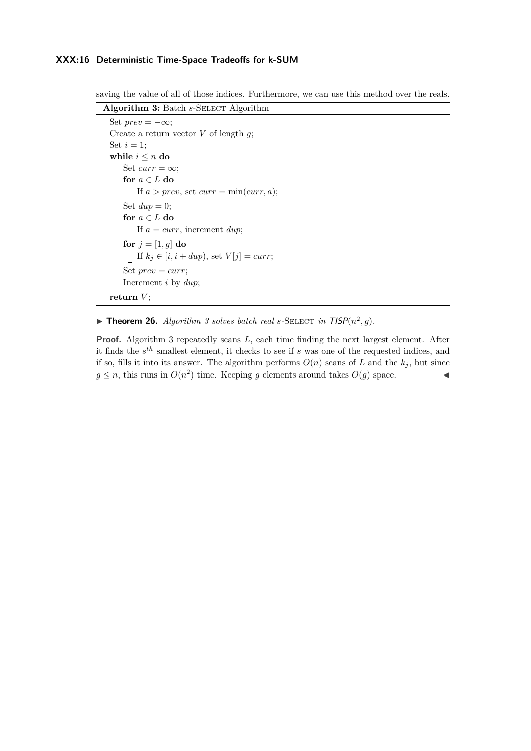saving the value of all of those indices. Furthermore, we can use this method over the reals.

**Algorithm 3:** Batch $s$-Select Algorithm

```
Set prev = −∞;
Create a return vector V of length g;
Set i = 1;
while i ≤ n do
    Set curr = ∞;
    for a ∈ L do
        If a > prev, set curr = min(curr, a);
    Set dup = 0;
    for a ∈ L do
        If a = curr, increment dup;
    for j = [1, g] do
        If k_j ∈ [i, i + dup), set V[j] = curr;
    Set prev = curr;
    Increment i by dup;
return V;
```

▶ **Theorem 26.** *Algorithm 3 solves batch real $s$-Select in $\mathsf{TISP}(n^2, g)$.*

**Proof.** Algorithm 3 repeatedly scans $L$, each time finding the next largest element. After it finds the $s^{th}$ smallest element, it checks to see if $s$ was one of the requested indices, and if so, fills it into its answer. The algorithm performs $O(n)$ scans of $L$ and the $k_j$, but since $g \leq n$, this runs in $O(n^2)$ time. Keeping $g$ elements around takes $O(g)$ space. ◀